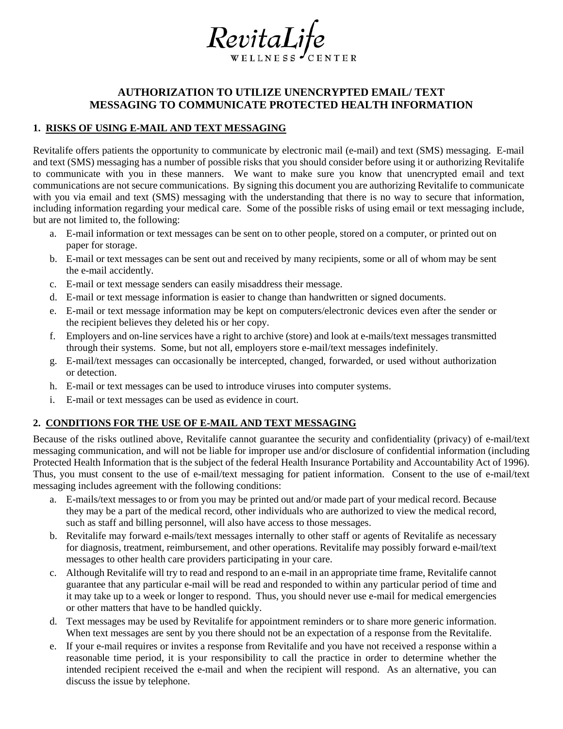# RevitaLife
WELLNESS CENTER

## AUTHORIZATION TO UTILIZE UNENCRYPTED EMAIL/ TEXT MESSAGING TO COMMUNICATE PROTECTED HEALTH INFORMATION

### 1. RISKS OF USING E-MAIL AND TEXT MESSAGING

Revitalife offers patients the opportunity to communicate by electronic mail (e-mail) and text (SMS) messaging. E-mail and text (SMS) messaging has a number of possible risks that you should consider before using it or authorizing Revitalife to communicate with you in these manners. We want to make sure you know that unencrypted email and text communications are not secure communications. By signing this document you are authorizing Revitalife to communicate with you via email and text (SMS) messaging with the understanding that there is no way to secure that information, including information regarding your medical care. Some of the possible risks of using email or text messaging include, but are not limited to, the following:

a. E-mail information or text messages can be sent on to other people, stored on a computer, or printed out on paper for storage.
b. E-mail or text messages can be sent out and received by many recipients, some or all of whom may be sent the e-mail accidently.
c. E-mail or text message senders can easily misaddress their message.
d. E-mail or text message information is easier to change than handwritten or signed documents.
e. E-mail or text message information may be kept on computers/electronic devices even after the sender or the recipient believes they deleted his or her copy.
f. Employers and on-line services have a right to archive (store) and look at e-mails/text messages transmitted through their systems. Some, but not all, employers store e-mail/text messages indefinitely.
g. E-mail/text messages can occasionally be intercepted, changed, forwarded, or used without authorization or detection.
h. E-mail or text messages can be used to introduce viruses into computer systems.
i. E-mail or text messages can be used as evidence in court.

### 2. CONDITIONS FOR THE USE OF E-MAIL AND TEXT MESSAGING

Because of the risks outlined above, Revitalife cannot guarantee the security and confidentiality (privacy) of e-mail/text messaging communication, and will not be liable for improper use and/or disclosure of confidential information (including Protected Health Information that is the subject of the federal Health Insurance Portability and Accountability Act of 1996). Thus, you must consent to the use of e-mail/text messaging for patient information. Consent to the use of e-mail/text messaging includes agreement with the following conditions:

a. E-mails/text messages to or from you may be printed out and/or made part of your medical record. Because they may be a part of the medical record, other individuals who are authorized to view the medical record, such as staff and billing personnel, will also have access to those messages.
b. Revitalife may forward e-mails/text messages internally to other staff or agents of Revitalife as necessary for diagnosis, treatment, reimbursement, and other operations. Revitalife may possibly forward e-mail/text messages to other health care providers participating in your care.
c. Although Revitalife will try to read and respond to an e-mail in an appropriate time frame, Revitalife cannot guarantee that any particular e-mail will be read and responded to within any particular period of time and it may take up to a week or longer to respond. Thus, you should never use e-mail for medical emergencies or other matters that have to be handled quickly.
d. Text messages may be used by Revitalife for appointment reminders or to share more generic information. When text messages are sent by you there should not be an expectation of a response from the Revitalife.
e. If your e-mail requires or invites a response from Revitalife and you have not received a response within a reasonable time period, it is your responsibility to call the practice in order to determine whether the intended recipient received the e-mail and when the recipient will respond. As an alternative, you can discuss the issue by telephone.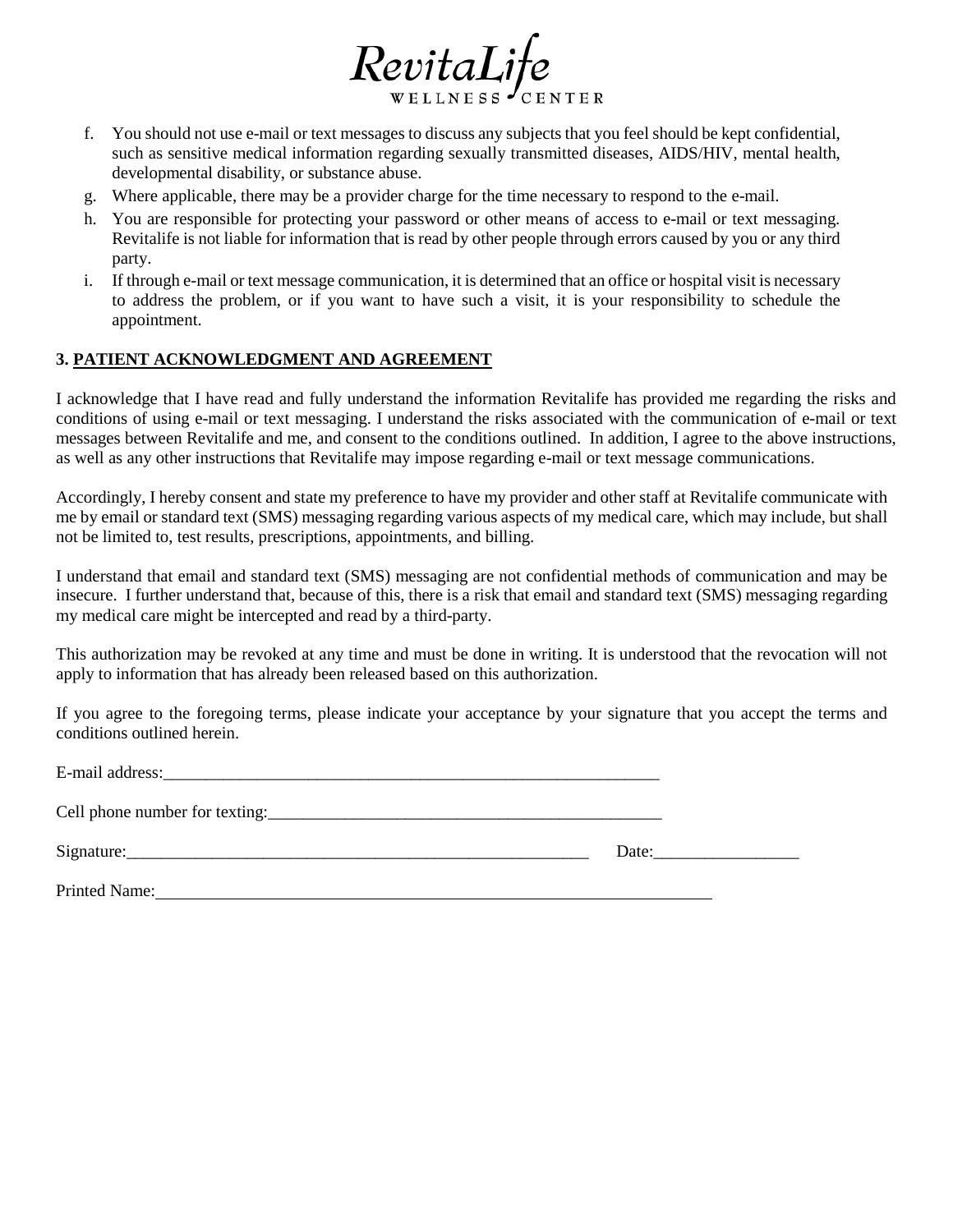f. You should not use e-mail or text messages to discuss any subjects that you feel should be kept confidential, such as sensitive medical information regarding sexually transmitted diseases, AIDS/HIV, mental health, developmental disability, or substance abuse.

g. Where applicable, there may be a provider charge for the time necessary to respond to the e-mail.

h. You are responsible for protecting your password or other means of access to e-mail or text messaging. Revitalife is not liable for information that is read by other people through errors caused by you or any third party.

i. If through e-mail or text message communication, it is determined that an office or hospital visit is necessary to address the problem, or if you want to have such a visit, it is your responsibility to schedule the appointment.

## 3. PATIENT ACKNOWLEDGMENT AND AGREEMENT

I acknowledge that I have read and fully understand the information Revitalife has provided me regarding the risks and conditions of using e-mail or text messaging. I understand the risks associated with the communication of e-mail or text messages between Revitalife and me, and consent to the conditions outlined. In addition, I agree to the above instructions, as well as any other instructions that Revitalife may impose regarding e-mail or text message communications.

Accordingly, I hereby consent and state my preference to have my provider and other staff at Revitalife communicate with me by email or standard text (SMS) messaging regarding various aspects of my medical care, which may include, but shall not be limited to, test results, prescriptions, appointments, and billing.

I understand that email and standard text (SMS) messaging are not confidential methods of communication and may be insecure. I further understand that, because of this, there is a risk that email and standard text (SMS) messaging regarding my medical care might be intercepted and read by a third-party.

This authorization may be revoked at any time and must be done in writing. It is understood that the revocation will not apply to information that has already been released based on this authorization.

If you agree to the foregoing terms, please indicate your acceptance by your signature that you accept the terms and conditions outlined herein.

E-mail address:____________________________________________________________

Cell phone number for texting:_________________________________________________

Signature:_________________________________________________________ Date:_________________

Printed Name:____________________________________________________________